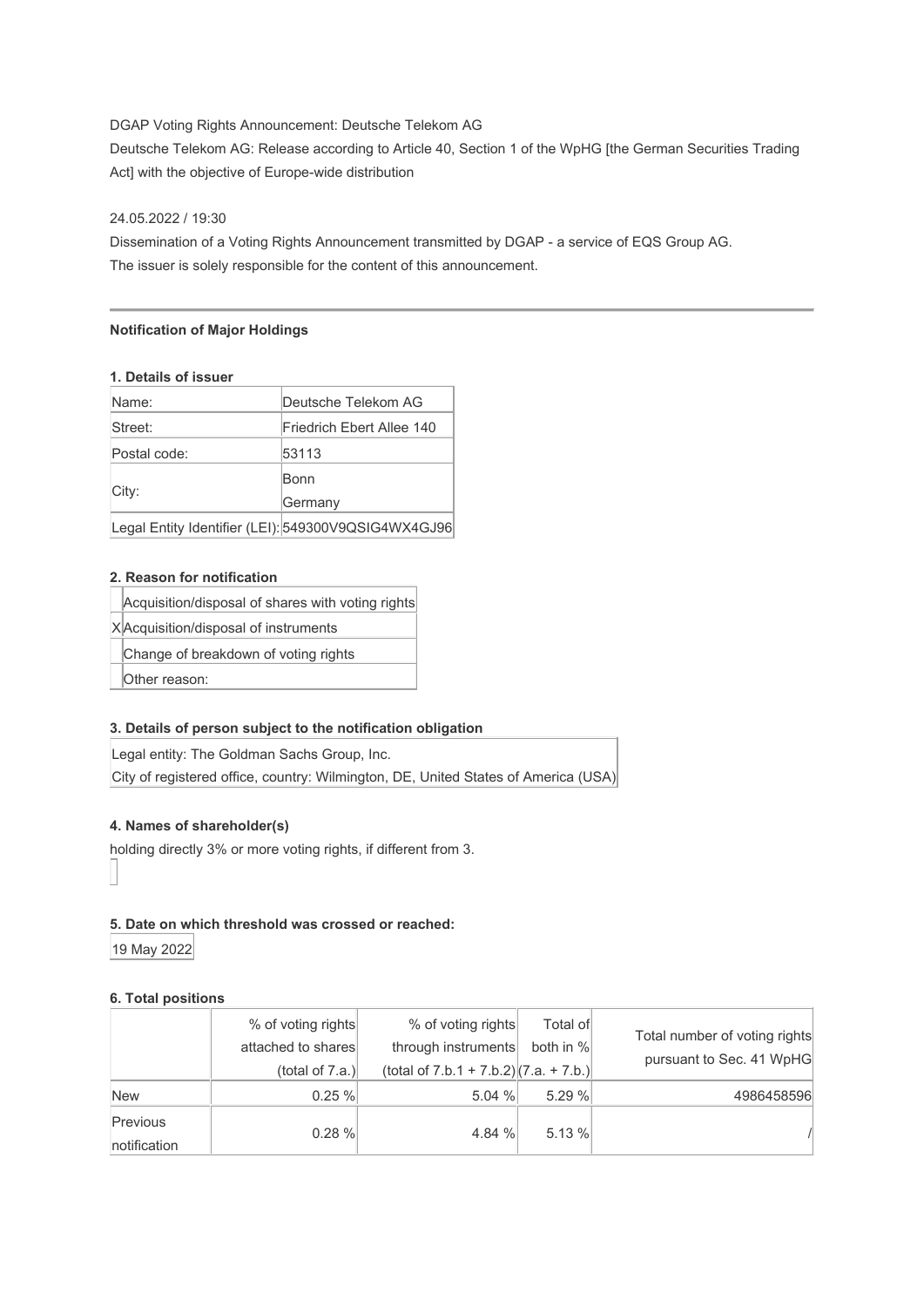DGAP Voting Rights Announcement: Deutsche Telekom AG

Deutsche Telekom AG: Release according to Article 40, Section 1 of the WpHG [the German Securities Trading Act] with the objective of Europe-wide distribution

24.05.2022 / 19:30

Dissemination of a Voting Rights Announcement transmitted by DGAP - a service of EQS Group AG.
The issuer is solely responsible for the content of this announcement.

---

**Notification of Major Holdings**

**1. Details of issuer**

| | |
|---|---|
| Name: | Deutsche Telekom AG |
| Street: | Friedrich Ebert Allee 140 |
| Postal code: | 53113 |
| City: | Bonn<br>Germany |
| Legal Entity Identifier (LEI): | 549300V9QSIG4WX4GJ96 |

**2. Reason for notification**

| | |
|---|---|
| | Acquisition/disposal of shares with voting rights |
| X | Acquisition/disposal of instruments |
| | Change of breakdown of voting rights |
| | Other reason: |

**3. Details of person subject to the notification obligation**

Legal entity: The Goldman Sachs Group, Inc.
City of registered office, country: Wilmington, DE, United States of America (USA)

**4. Names of shareholder(s)**

holding directly 3% or more voting rights, if different from 3.

**5. Date on which threshold was crossed or reached:**

19 May 2022

**6. Total positions**

| | % of voting rights attached to shares (total of 7.a.) | % of voting rights through instruments (total of 7.b.1 + 7.b.2) | Total of both in % (7.a. + 7.b.) | Total number of voting rights pursuant to Sec. 41 WpHG |
|---|---|---|---|---|
| New | 0.25 % | 5.04 % | 5.29 % | 4986458596 |
| Previous notification | 0.28 % | 4.84 % | 5.13 % | / |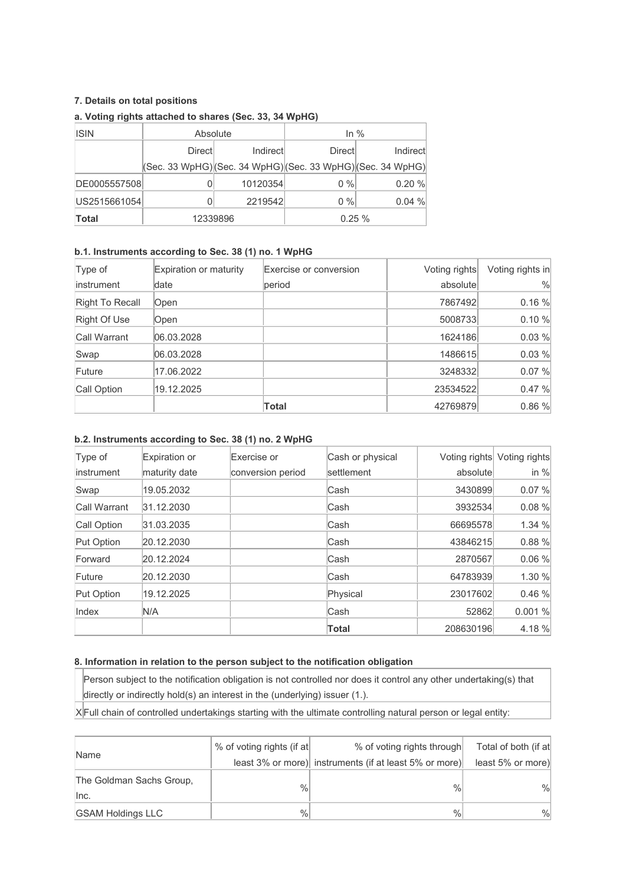### 7. Details on total positions

#### a. Voting rights attached to shares (Sec. 33, 34 WpHG)

| ISIN | Absolute | | In % | |
|---|---|---|---|---|
| | Direct (Sec. 33 WpHG) | Indirect (Sec. 34 WpHG) | Direct (Sec. 33 WpHG) | Indirect (Sec. 34 WpHG) |
| DE0005557508 | 0 | 10120354 | 0 % | 0.20 % |
| US2515661054 | 0 | 2219542 | 0 % | 0.04 % |
| **Total** | 12339896 | | 0.25 % | |

#### b.1. Instruments according to Sec. 38 (1) no. 1 WpHG

| Type of instrument | Expiration or maturity date | Exercise or conversion period | Voting rights absolute | Voting rights in % |
|---|---|---|---|---|
| Right To Recall | Open | | 7867492 | 0.16 % |
| Right Of Use | Open | | 5008733 | 0.10 % |
| Call Warrant | 06.03.2028 | | 1624186 | 0.03 % |
| Swap | 06.03.2028 | | 1486615 | 0.03 % |
| Future | 17.06.2022 | | 3248332 | 0.07 % |
| Call Option | 19.12.2025 | | 23534522 | 0.47 % |
| | | **Total** | 42769879 | 0.86 % |

#### b.2. Instruments according to Sec. 38 (1) no. 2 WpHG

| Type of instrument | Expiration or maturity date | Exercise or conversion period | Cash or physical settlement | Voting rights absolute | Voting rights in % |
|---|---|---|---|---|---|
| Swap | 19.05.2032 | | Cash | 3430899 | 0.07 % |
| Call Warrant | 31.12.2030 | | Cash | 3932534 | 0.08 % |
| Call Option | 31.03.2035 | | Cash | 66695578 | 1.34 % |
| Put Option | 20.12.2030 | | Cash | 43846215 | 0.88 % |
| Forward | 20.12.2024 | | Cash | 2870567 | 0.06 % |
| Future | 20.12.2030 | | Cash | 64783939 | 1.30 % |
| Put Option | 19.12.2025 | | Physical | 23017602 | 0.46 % |
| Index | N/A | | Cash | 52862 | 0.001 % |
| | | | **Total** | 208630196 | 4.18 % |

### 8. Information in relation to the person subject to the notification obligation

| | |
|---|---|
| | Person subject to the notification obligation is not controlled nor does it control any other undertaking(s) that directly or indirectly hold(s) an interest in the (underlying) issuer (1.). |
| X | Full chain of controlled undertakings starting with the ultimate controlling natural person or legal entity: |

| Name | % of voting rights (if at least 3% or more) | % of voting rights through instruments (if at least 5% or more) | Total of both (if at least 5% or more) |
|---|---|---|---|
| The Goldman Sachs Group, Inc. | % | % | % |
| GSAM Holdings LLC | % | % | % |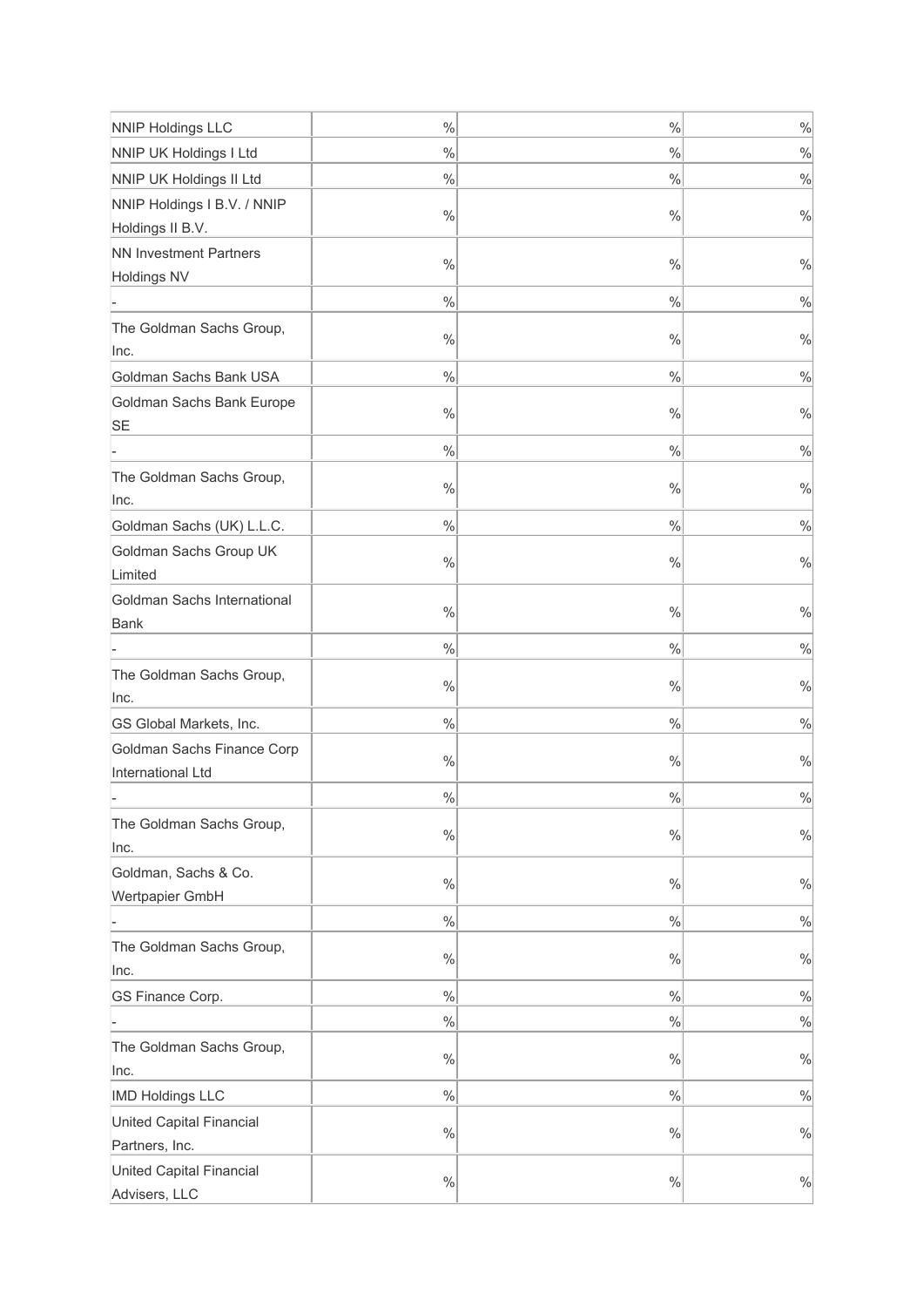| | | | |
|---|---|---|---|
| NNIP Holdings LLC | % | % | % |
| NNIP UK Holdings I Ltd | % | % | % |
| NNIP UK Holdings II Ltd | % | % | % |
| NNIP Holdings I B.V. / NNIP Holdings II B.V. | % | % | % |
| NN Investment Partners Holdings NV | % | % | % |
| - | % | % | % |
| The Goldman Sachs Group, Inc. | % | % | % |
| Goldman Sachs Bank USA | % | % | % |
| Goldman Sachs Bank Europe SE | % | % | % |
| - | % | % | % |
| The Goldman Sachs Group, Inc. | % | % | % |
| Goldman Sachs (UK) L.L.C. | % | % | % |
| Goldman Sachs Group UK Limited | % | % | % |
| Goldman Sachs International Bank | % | % | % |
| - | % | % | % |
| The Goldman Sachs Group, Inc. | % | % | % |
| GS Global Markets, Inc. | % | % | % |
| Goldman Sachs Finance Corp International Ltd | % | % | % |
| - | % | % | % |
| The Goldman Sachs Group, Inc. | % | % | % |
| Goldman, Sachs & Co. Wertpapier GmbH | % | % | % |
| - | % | % | % |
| The Goldman Sachs Group, Inc. | % | % | % |
| GS Finance Corp. | % | % | % |
| - | % | % | % |
| The Goldman Sachs Group, Inc. | % | % | % |
| IMD Holdings LLC | % | % | % |
| United Capital Financial Partners, Inc. | % | % | % |
| United Capital Financial Advisers, LLC | % | % | % |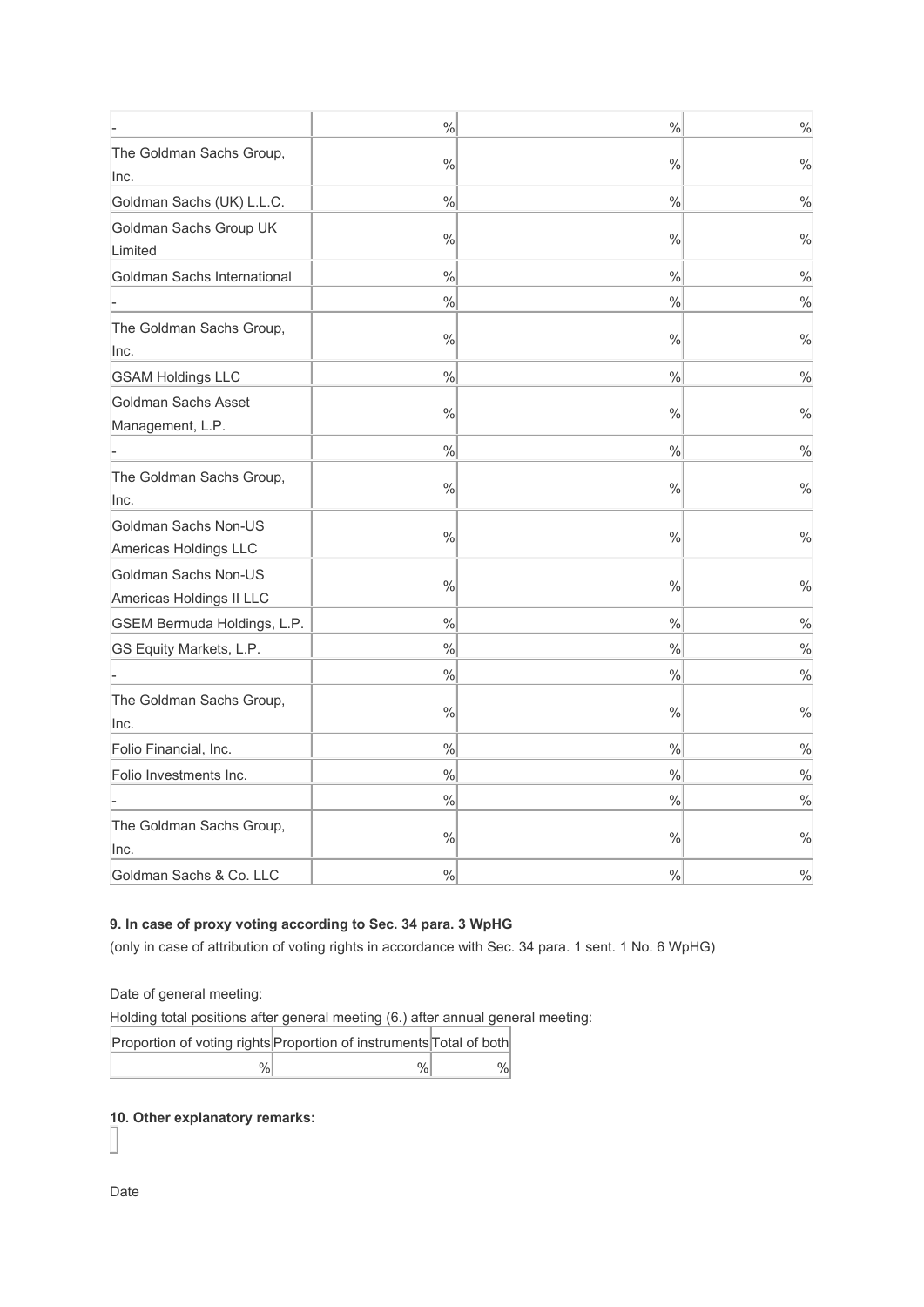| | | | |
|---|---|---|---|
| - | % | % | % |
| The Goldman Sachs Group, Inc. | % | % | % |
| Goldman Sachs (UK) L.L.C. | % | % | % |
| Goldman Sachs Group UK Limited | % | % | % |
| Goldman Sachs International | % | % | % |
| - | % | % | % |
| The Goldman Sachs Group, Inc. | % | % | % |
| GSAM Holdings LLC | % | % | % |
| Goldman Sachs Asset Management, L.P. | % | % | % |
| - | % | % | % |
| The Goldman Sachs Group, Inc. | % | % | % |
| Goldman Sachs Non-US Americas Holdings LLC | % | % | % |
| Goldman Sachs Non-US Americas Holdings II LLC | % | % | % |
| GSEM Bermuda Holdings, L.P. | % | % | % |
| GS Equity Markets, L.P. | % | % | % |
| - | % | % | % |
| The Goldman Sachs Group, Inc. | % | % | % |
| Folio Financial, Inc. | % | % | % |
| Folio Investments Inc. | % | % | % |
| - | % | % | % |
| The Goldman Sachs Group, Inc. | % | % | % |
| Goldman Sachs & Co. LLC | % | % | % |

**9. In case of proxy voting according to Sec. 34 para. 3 WpHG**

(only in case of attribution of voting rights in accordance with Sec. 34 para. 1 sent. 1 No. 6 WpHG)

Date of general meeting:

Holding total positions after general meeting (6.) after annual general meeting:

| Proportion of voting rights | Proportion of instruments | Total of both |
|---|---|---|
| % | % | % |

**10. Other explanatory remarks:**

Date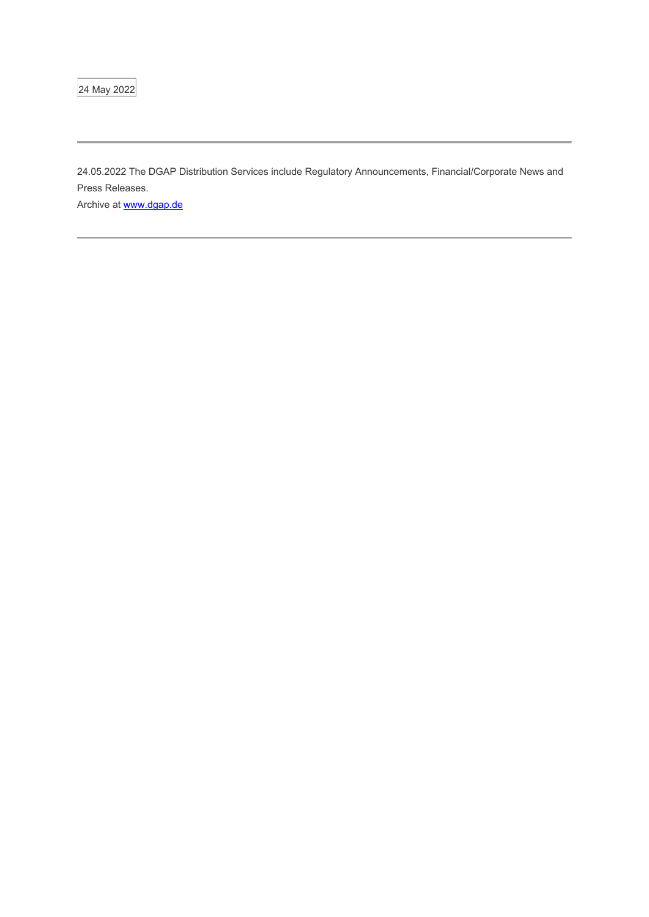24 May 2022

---

24.05.2022 The DGAP Distribution Services include Regulatory Announcements, Financial/Corporate News and Press Releases.
Archive at [www.dgap.de](http://www.dgap.de)

---